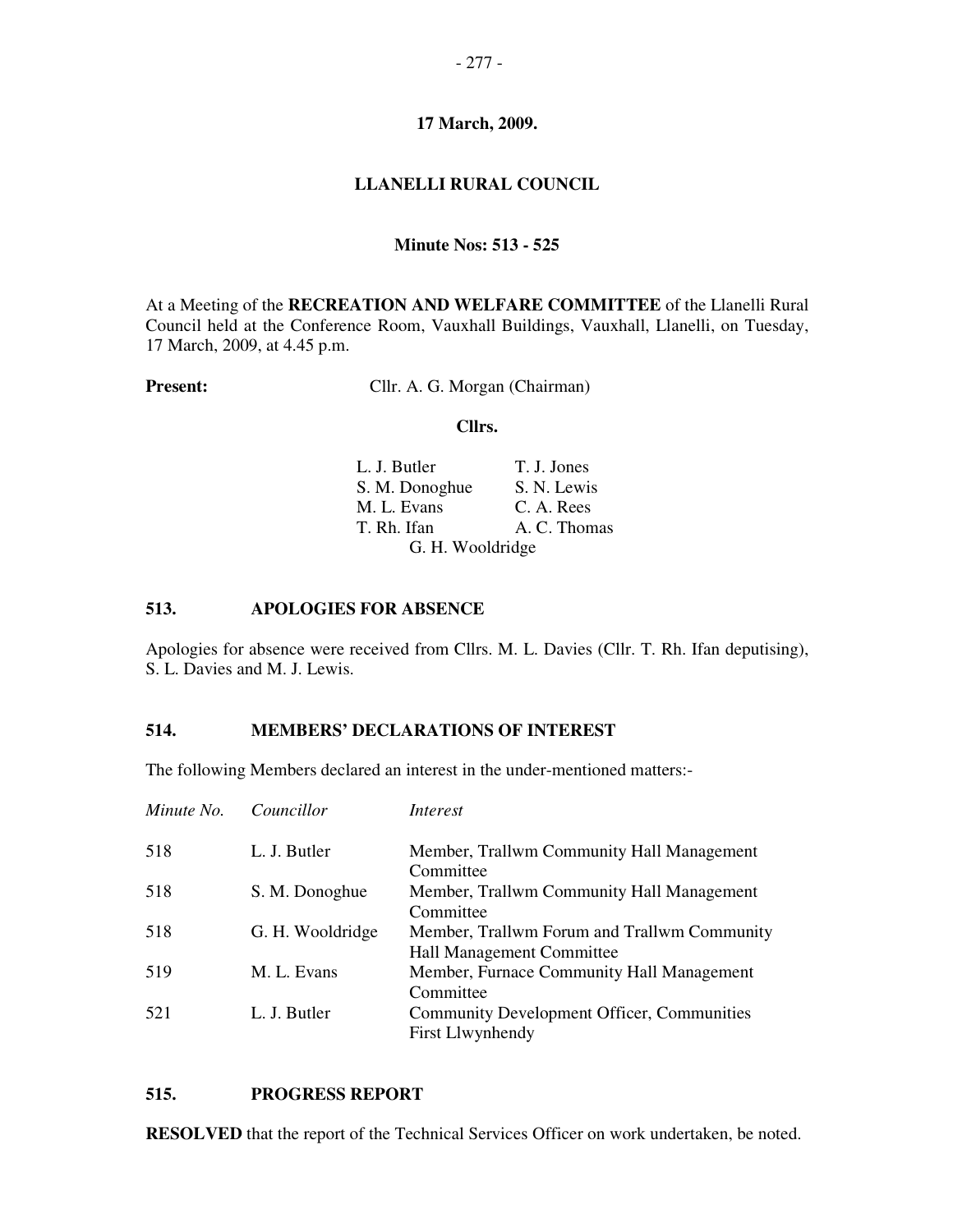**17 March, 2009.**

**LLANELLI RURAL COUNCIL**

**Minute Nos: 513 - 525**

At a Meeting of the **RECREATION AND WELFARE COMMITTEE** of the Llanelli Rural Council held at the Conference Room, Vauxhall Buildings, Vauxhall, Llanelli, on Tuesday, 17 March, 2009, at 4.45 p.m.

**Present:** Cllr. A. G. Morgan (Chairman)

**Cllrs.**

| | |
|---|---|
| L. J. Butler | T. J. Jones |
| S. M. Donoghue | S. N. Lewis |
| M. L. Evans | C. A. Rees |
| T. Rh. Ifan | A. C. Thomas |
| G. H. Wooldridge | |

## 513. APOLOGIES FOR ABSENCE

Apologies for absence were received from Cllrs. M. L. Davies (Cllr. T. Rh. Ifan deputising), S. L. Davies and M. J. Lewis.

## 514. MEMBERS' DECLARATIONS OF INTEREST

The following Members declared an interest in the under-mentioned matters:-

| *Minute No.* | *Councillor* | *Interest* |
|---|---|---|
| 518 | L. J. Butler | Member, Trallwm Community Hall Management Committee |
| 518 | S. M. Donoghue | Member, Trallwm Community Hall Management Committee |
| 518 | G. H. Wooldridge | Member, Trallwm Forum and Trallwm Community Hall Management Committee |
| 519 | M. L. Evans | Member, Furnace Community Hall Management Committee |
| 521 | L. J. Butler | Community Development Officer, Communities First Llwynhendy |

## 515. PROGRESS REPORT

**RESOLVED** that the report of the Technical Services Officer on work undertaken, be noted.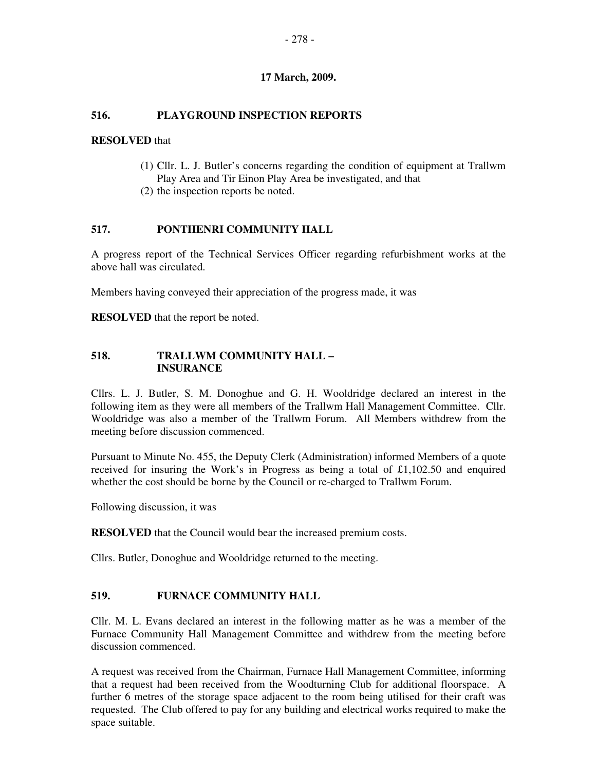**17 March, 2009.**

## 516. PLAYGROUND INSPECTION REPORTS

**RESOLVED** that

(1) Cllr. L. J. Butler's concerns regarding the condition of equipment at Trallwm Play Area and Tir Einon Play Area be investigated, and that
(2) the inspection reports be noted.

## 517. PONTHENRI COMMUNITY HALL

A progress report of the Technical Services Officer regarding refurbishment works at the above hall was circulated.

Members having conveyed their appreciation of the progress made, it was

**RESOLVED** that the report be noted.

## 518. TRALLWM COMMUNITY HALL – INSURANCE

Cllrs. L. J. Butler, S. M. Donoghue and G. H. Wooldridge declared an interest in the following item as they were all members of the Trallwm Hall Management Committee. Cllr. Wooldridge was also a member of the Trallwm Forum. All Members withdrew from the meeting before discussion commenced.

Pursuant to Minute No. 455, the Deputy Clerk (Administration) informed Members of a quote received for insuring the Work's in Progress as being a total of £1,102.50 and enquired whether the cost should be borne by the Council or re-charged to Trallwm Forum.

Following discussion, it was

**RESOLVED** that the Council would bear the increased premium costs.

Cllrs. Butler, Donoghue and Wooldridge returned to the meeting.

## 519. FURNACE COMMUNITY HALL

Cllr. M. L. Evans declared an interest in the following matter as he was a member of the Furnace Community Hall Management Committee and withdrew from the meeting before discussion commenced.

A request was received from the Chairman, Furnace Hall Management Committee, informing that a request had been received from the Woodturning Club for additional floorspace. A further 6 metres of the storage space adjacent to the room being utilised for their craft was requested. The Club offered to pay for any building and electrical works required to make the space suitable.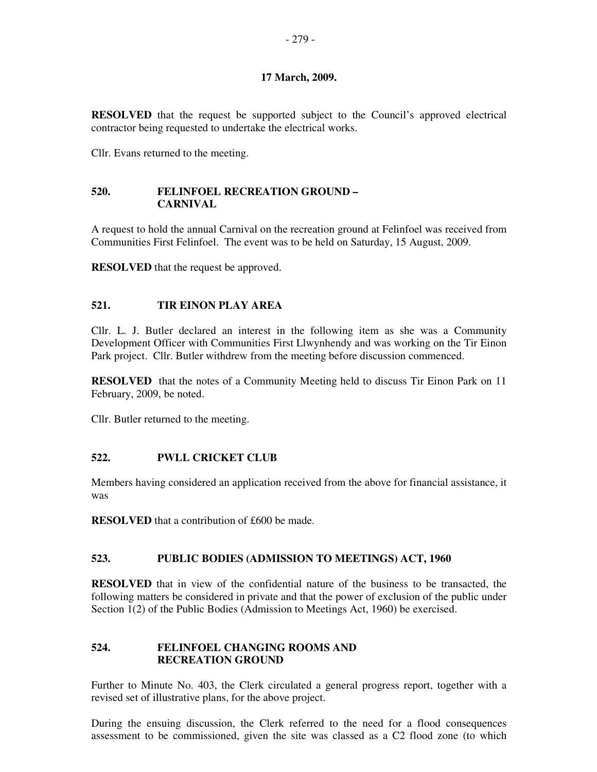**17 March, 2009.**

**RESOLVED** that the request be supported subject to the Council's approved electrical contractor being requested to undertake the electrical works.

Cllr. Evans returned to the meeting.

### 520. FELINFOEL RECREATION GROUND – CARNIVAL

A request to hold the annual Carnival on the recreation ground at Felinfoel was received from Communities First Felinfoel. The event was to be held on Saturday, 15 August, 2009.

**RESOLVED** that the request be approved.

### 521. TIR EINON PLAY AREA

Cllr. L. J. Butler declared an interest in the following item as she was a Community Development Officer with Communities First Llwynhendy and was working on the Tir Einon Park project. Cllr. Butler withdrew from the meeting before discussion commenced.

**RESOLVED** that the notes of a Community Meeting held to discuss Tir Einon Park on 11 February, 2009, be noted.

Cllr. Butler returned to the meeting.

### 522. PWLL CRICKET CLUB

Members having considered an application received from the above for financial assistance, it was

**RESOLVED** that a contribution of £600 be made.

### 523. PUBLIC BODIES (ADMISSION TO MEETINGS) ACT, 1960

**RESOLVED** that in view of the confidential nature of the business to be transacted, the following matters be considered in private and that the power of exclusion of the public under Section 1(2) of the Public Bodies (Admission to Meetings Act, 1960) be exercised.

### 524. FELINFOEL CHANGING ROOMS AND RECREATION GROUND

Further to Minute No. 403, the Clerk circulated a general progress report, together with a revised set of illustrative plans, for the above project.

During the ensuing discussion, the Clerk referred to the need for a flood consequences assessment to be commissioned, given the site was classed as a C2 flood zone (to which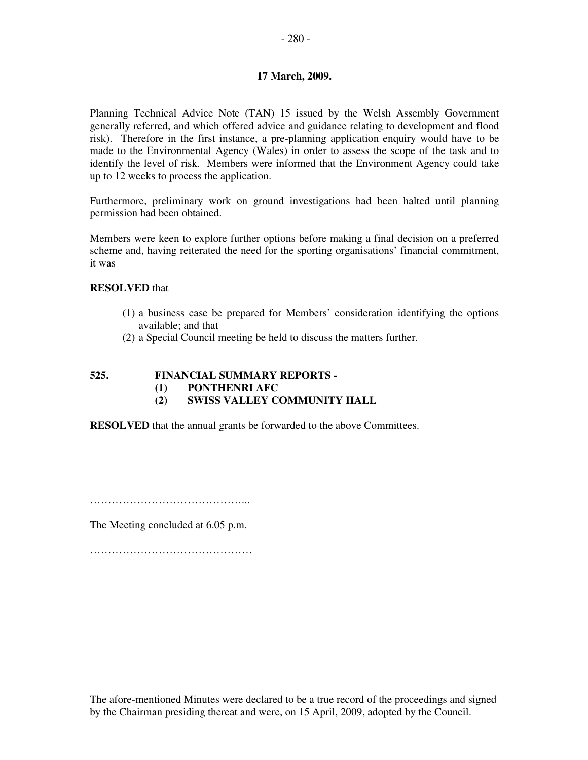**17 March, 2009.**

Planning Technical Advice Note (TAN) 15 issued by the Welsh Assembly Government generally referred, and which offered advice and guidance relating to development and flood risk). Therefore in the first instance, a pre-planning application enquiry would have to be made to the Environmental Agency (Wales) in order to assess the scope of the task and to identify the level of risk. Members were informed that the Environment Agency could take up to 12 weeks to process the application.

Furthermore, preliminary work on ground investigations had been halted until planning permission had been obtained.

Members were keen to explore further options before making a final decision on a preferred scheme and, having reiterated the need for the sporting organisations' financial commitment, it was

**RESOLVED** that

(1) a business case be prepared for Members' consideration identifying the options available; and that
(2) a Special Council meeting be held to discuss the matters further.

**525. FINANCIAL SUMMARY REPORTS -**
**(1) PONTHENRI AFC**
**(2) SWISS VALLEY COMMUNITY HALL**

**RESOLVED** that the annual grants be forwarded to the above Committees.

……………………………………...

The Meeting concluded at 6.05 p.m.

………………………………………

The afore-mentioned Minutes were declared to be a true record of the proceedings and signed by the Chairman presiding thereat and were, on 15 April, 2009, adopted by the Council.